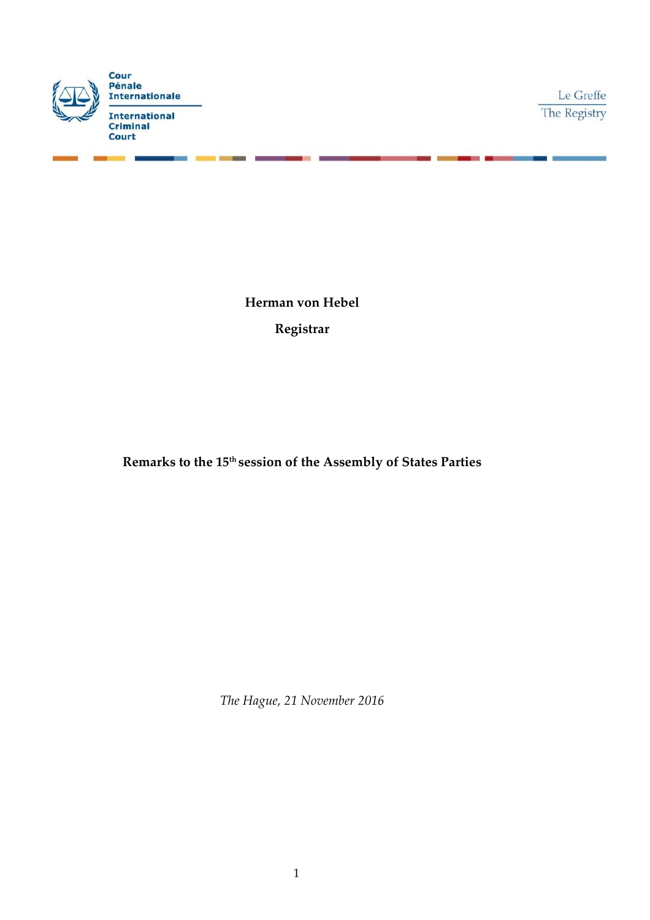Cour Pénale Internationale

International Criminal Court

Le Greffe

The Registry

**Herman von Hebel**

**Registrar**

**Remarks to the 15th session of the Assembly of States Parties**

*The Hague, 21 November 2016*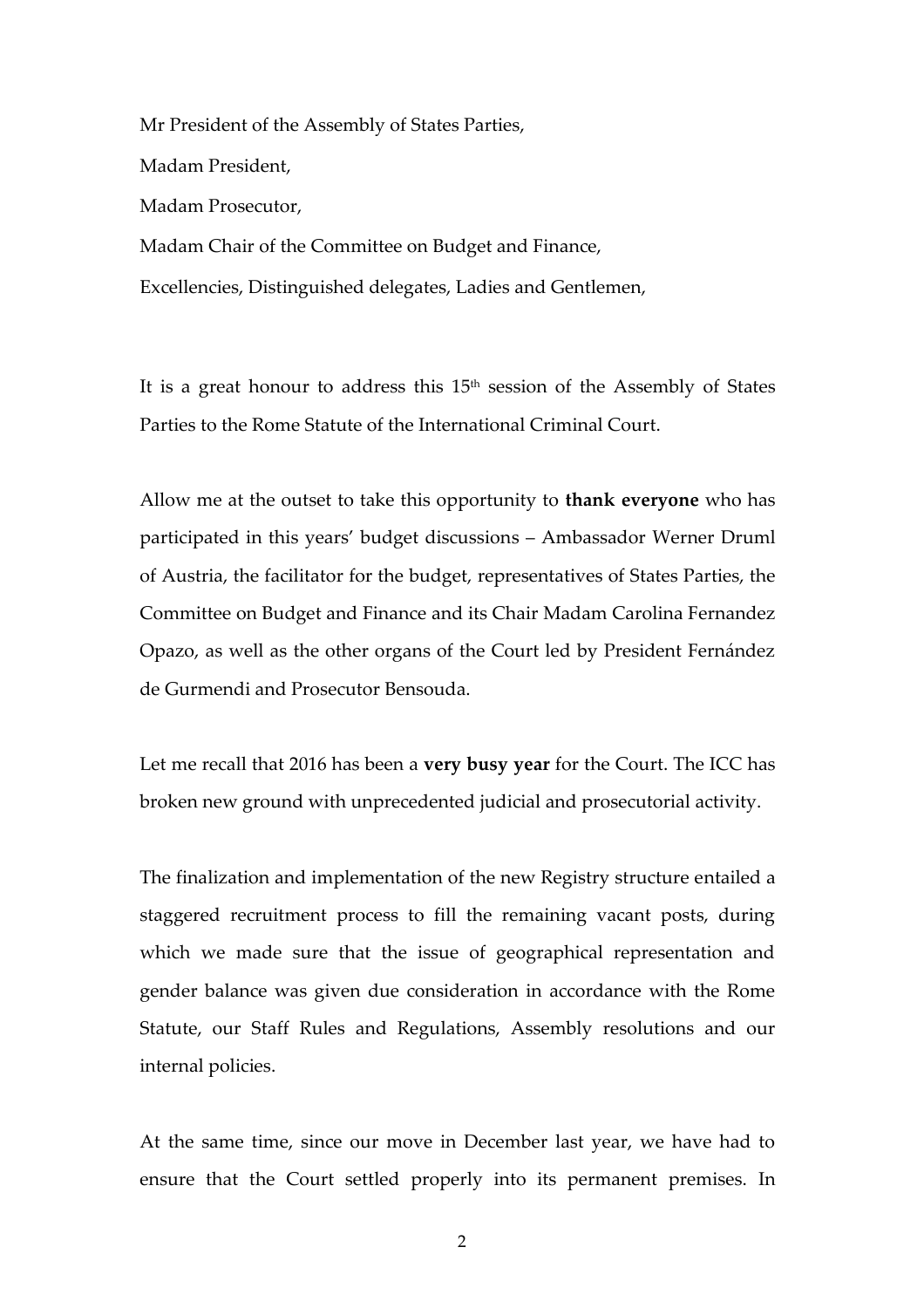Mr President of the Assembly of States Parties,

Madam President,

Madam Prosecutor,

Madam Chair of the Committee on Budget and Finance,

Excellencies, Distinguished delegates, Ladies and Gentlemen,

It is a great honour to address this 15th session of the Assembly of States Parties to the Rome Statute of the International Criminal Court.

Allow me at the outset to take this opportunity to **thank everyone** who has participated in this years' budget discussions – Ambassador Werner Druml of Austria, the facilitator for the budget, representatives of States Parties, the Committee on Budget and Finance and its Chair Madam Carolina Fernandez Opazo, as well as the other organs of the Court led by President Fernández de Gurmendi and Prosecutor Bensouda.

Let me recall that 2016 has been a **very busy year** for the Court. The ICC has broken new ground with unprecedented judicial and prosecutorial activity.

The finalization and implementation of the new Registry structure entailed a staggered recruitment process to fill the remaining vacant posts, during which we made sure that the issue of geographical representation and gender balance was given due consideration in accordance with the Rome Statute, our Staff Rules and Regulations, Assembly resolutions and our internal policies.

At the same time, since our move in December last year, we have had to ensure that the Court settled properly into its permanent premises. In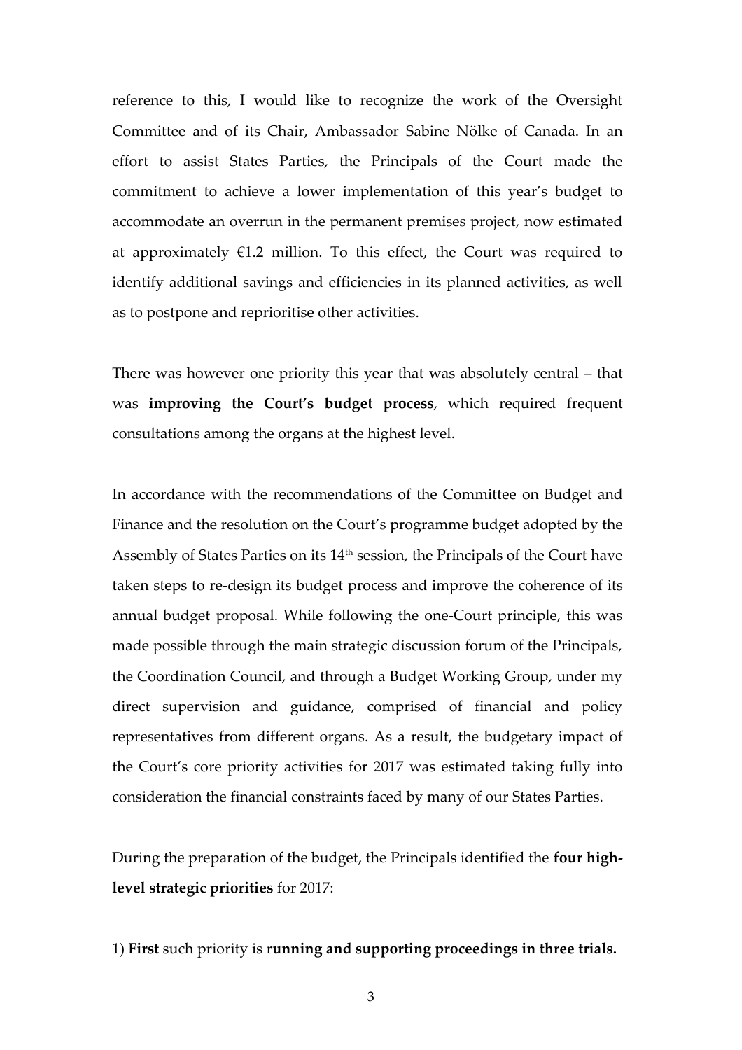reference to this, I would like to recognize the work of the Oversight Committee and of its Chair, Ambassador Sabine Nölke of Canada. In an effort to assist States Parties, the Principals of the Court made the commitment to achieve a lower implementation of this year's budget to accommodate an overrun in the permanent premises project, now estimated at approximately €1.2 million. To this effect, the Court was required to identify additional savings and efficiencies in its planned activities, as well as to postpone and reprioritise other activities.

There was however one priority this year that was absolutely central – that was **improving the Court's budget process**, which required frequent consultations among the organs at the highest level.

In accordance with the recommendations of the Committee on Budget and Finance and the resolution on the Court's programme budget adopted by the Assembly of States Parties on its 14th session, the Principals of the Court have taken steps to re-design its budget process and improve the coherence of its annual budget proposal. While following the one-Court principle, this was made possible through the main strategic discussion forum of the Principals, the Coordination Council, and through a Budget Working Group, under my direct supervision and guidance, comprised of financial and policy representatives from different organs. As a result, the budgetary impact of the Court's core priority activities for 2017 was estimated taking fully into consideration the financial constraints faced by many of our States Parties.

During the preparation of the budget, the Principals identified the **four high-level strategic priorities** for 2017:

1) **First** such priority is r**unning and supporting proceedings in three trials.**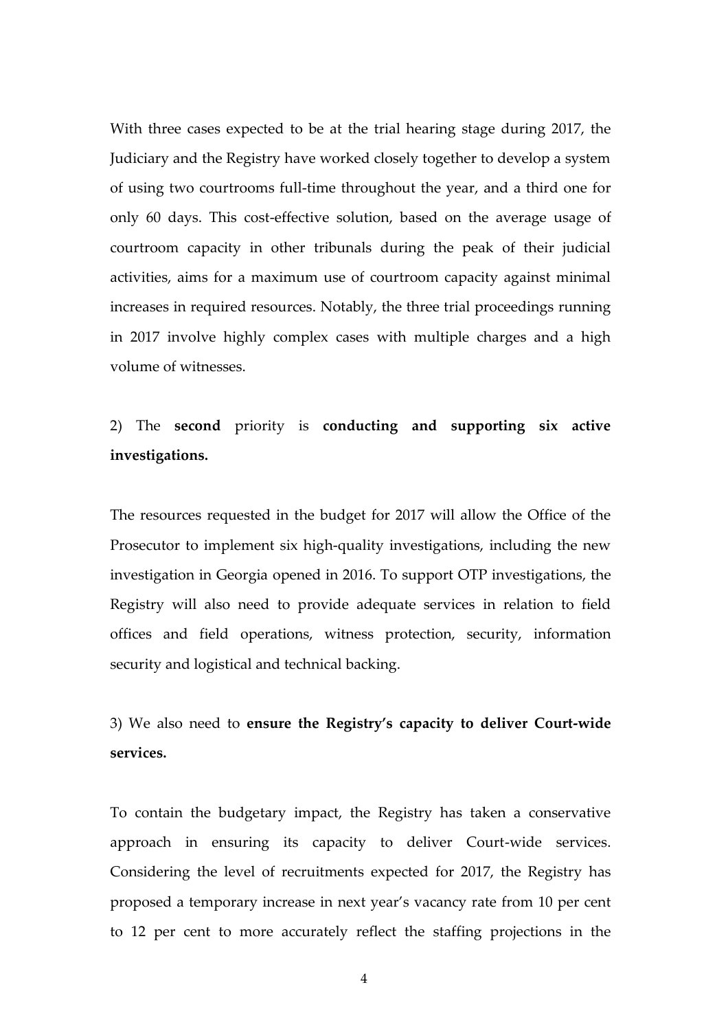With three cases expected to be at the trial hearing stage during 2017, the Judiciary and the Registry have worked closely together to develop a system of using two courtrooms full-time throughout the year, and a third one for only 60 days. This cost-effective solution, based on the average usage of courtroom capacity in other tribunals during the peak of their judicial activities, aims for a maximum use of courtroom capacity against minimal increases in required resources. Notably, the three trial proceedings running in 2017 involve highly complex cases with multiple charges and a high volume of witnesses.

2) The **second** priority is **conducting and supporting six active investigations.**

The resources requested in the budget for 2017 will allow the Office of the Prosecutor to implement six high-quality investigations, including the new investigation in Georgia opened in 2016. To support OTP investigations, the Registry will also need to provide adequate services in relation to field offices and field operations, witness protection, security, information security and logistical and technical backing.

3) We also need to **ensure the Registry's capacity to deliver Court-wide services.**

To contain the budgetary impact, the Registry has taken a conservative approach in ensuring its capacity to deliver Court-wide services. Considering the level of recruitments expected for 2017, the Registry has proposed a temporary increase in next year's vacancy rate from 10 per cent to 12 per cent to more accurately reflect the staffing projections in the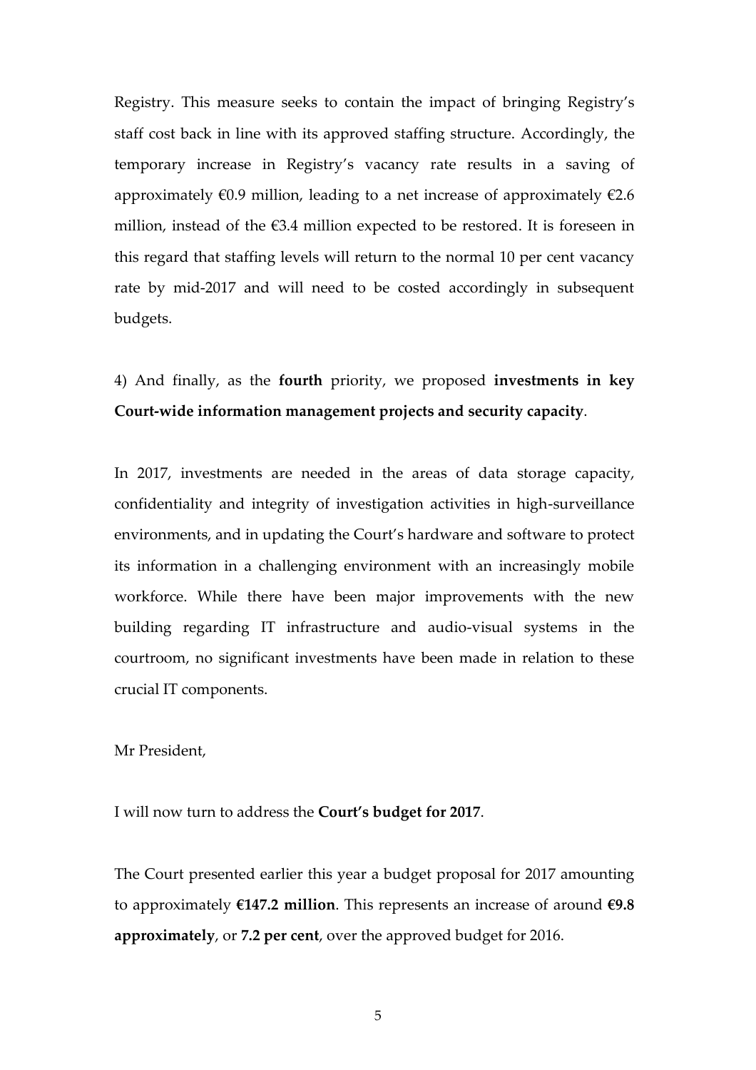Registry. This measure seeks to contain the impact of bringing Registry's staff cost back in line with its approved staffing structure. Accordingly, the temporary increase in Registry's vacancy rate results in a saving of approximately €0.9 million, leading to a net increase of approximately €2.6 million, instead of the €3.4 million expected to be restored. It is foreseen in this regard that staffing levels will return to the normal 10 per cent vacancy rate by mid-2017 and will need to be costed accordingly in subsequent budgets.

4) And finally, as the **fourth** priority, we proposed **investments in key Court-wide information management projects and security capacity**.

In 2017, investments are needed in the areas of data storage capacity, confidentiality and integrity of investigation activities in high-surveillance environments, and in updating the Court's hardware and software to protect its information in a challenging environment with an increasingly mobile workforce. While there have been major improvements with the new building regarding IT infrastructure and audio-visual systems in the courtroom, no significant investments have been made in relation to these crucial IT components.

Mr President,

I will now turn to address the **Court's budget for 2017**.

The Court presented earlier this year a budget proposal for 2017 amounting to approximately **€147.2 million**. This represents an increase of around **€9.8 approximately**, or **7.2 per cent**, over the approved budget for 2016.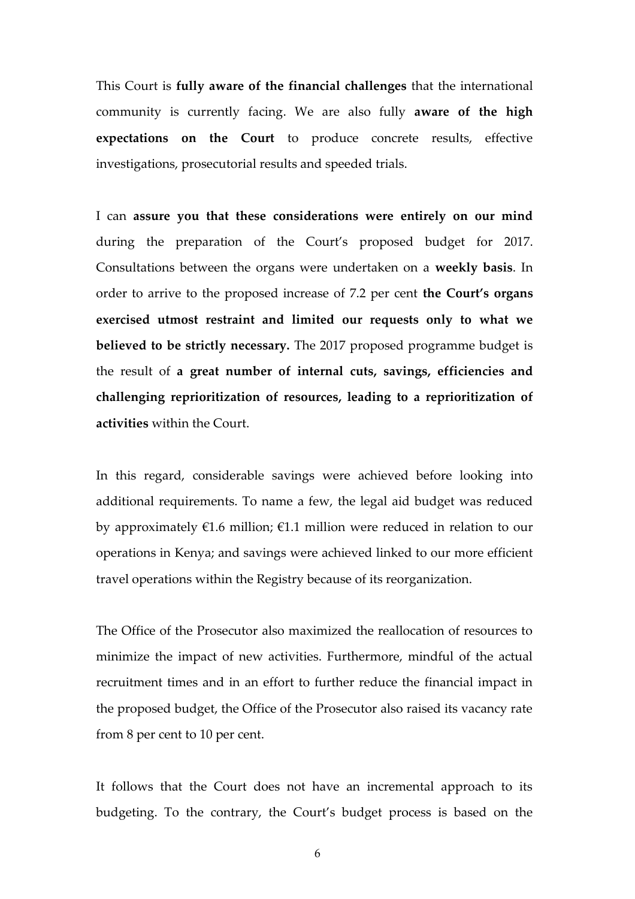This Court is **fully aware of the financial challenges** that the international community is currently facing. We are also fully **aware of the high expectations on the Court** to produce concrete results, effective investigations, prosecutorial results and speeded trials.

I can **assure you that these considerations were entirely on our mind** during the preparation of the Court's proposed budget for 2017. Consultations between the organs were undertaken on a **weekly basis**. In order to arrive to the proposed increase of 7.2 per cent **the Court's organs exercised utmost restraint and limited our requests only to what we believed to be strictly necessary.** The 2017 proposed programme budget is the result of **a great number of internal cuts, savings, efficiencies and challenging reprioritization of resources, leading to a reprioritization of activities** within the Court.

In this regard, considerable savings were achieved before looking into additional requirements. To name a few, the legal aid budget was reduced by approximately €1.6 million; €1.1 million were reduced in relation to our operations in Kenya; and savings were achieved linked to our more efficient travel operations within the Registry because of its reorganization.

The Office of the Prosecutor also maximized the reallocation of resources to minimize the impact of new activities. Furthermore, mindful of the actual recruitment times and in an effort to further reduce the financial impact in the proposed budget, the Office of the Prosecutor also raised its vacancy rate from 8 per cent to 10 per cent.

It follows that the Court does not have an incremental approach to its budgeting. To the contrary, the Court's budget process is based on the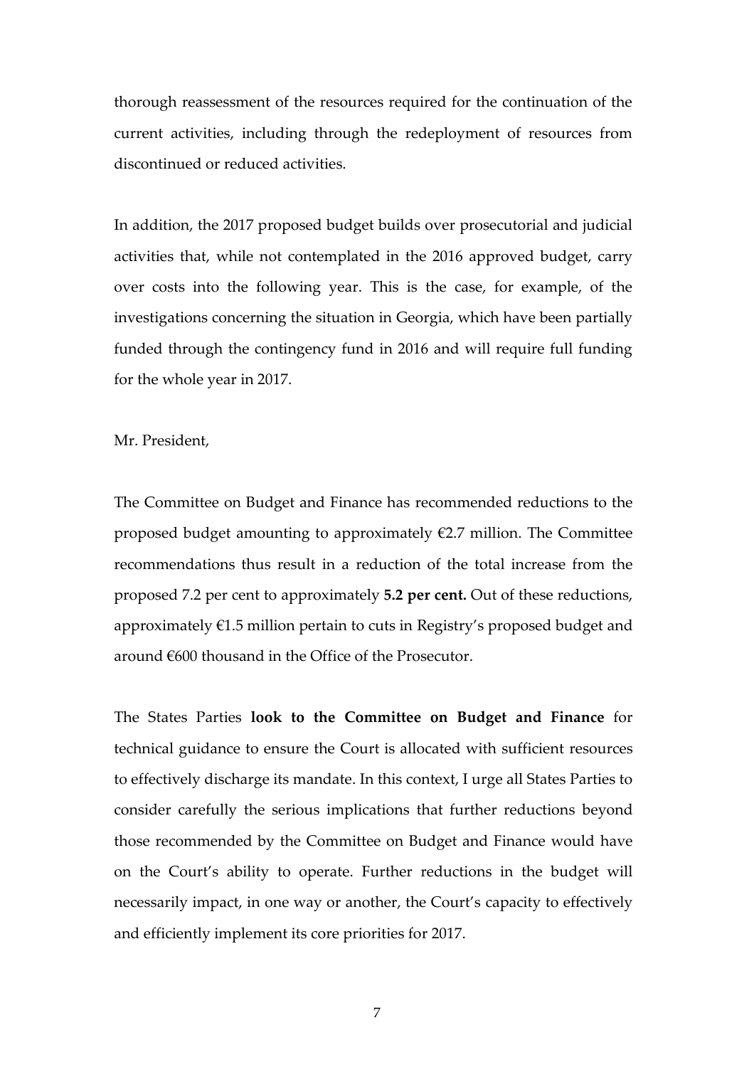thorough reassessment of the resources required for the continuation of the current activities, including through the redeployment of resources from discontinued or reduced activities.

In addition, the 2017 proposed budget builds over prosecutorial and judicial activities that, while not contemplated in the 2016 approved budget, carry over costs into the following year. This is the case, for example, of the investigations concerning the situation in Georgia, which have been partially funded through the contingency fund in 2016 and will require full funding for the whole year in 2017.

Mr. President,

The Committee on Budget and Finance has recommended reductions to the proposed budget amounting to approximately €2.7 million. The Committee recommendations thus result in a reduction of the total increase from the proposed 7.2 per cent to approximately **5.2 per cent.** Out of these reductions, approximately €1.5 million pertain to cuts in Registry's proposed budget and around €600 thousand in the Office of the Prosecutor.

The States Parties **look to the Committee on Budget and Finance** for technical guidance to ensure the Court is allocated with sufficient resources to effectively discharge its mandate. In this context, I urge all States Parties to consider carefully the serious implications that further reductions beyond those recommended by the Committee on Budget and Finance would have on the Court's ability to operate. Further reductions in the budget will necessarily impact, in one way or another, the Court's capacity to effectively and efficiently implement its core priorities for 2017.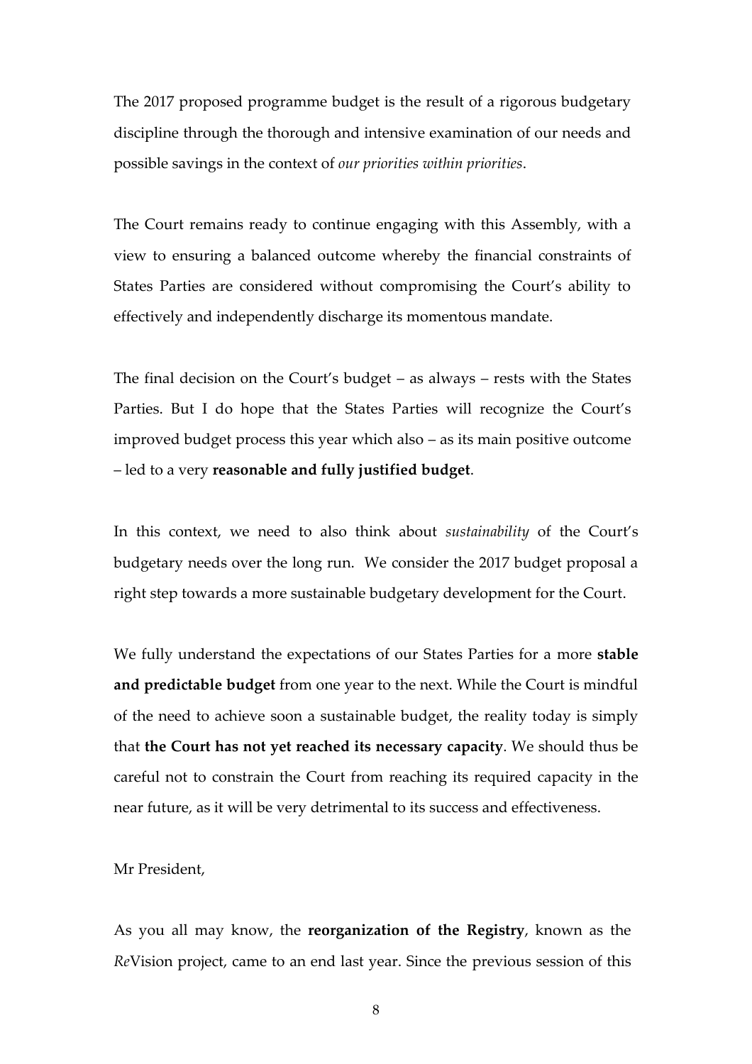The 2017 proposed programme budget is the result of a rigorous budgetary discipline through the thorough and intensive examination of our needs and possible savings in the context of *our priorities within priorities*.

The Court remains ready to continue engaging with this Assembly, with a view to ensuring a balanced outcome whereby the financial constraints of States Parties are considered without compromising the Court's ability to effectively and independently discharge its momentous mandate.

The final decision on the Court's budget – as always – rests with the States Parties. But I do hope that the States Parties will recognize the Court's improved budget process this year which also – as its main positive outcome – led to a very **reasonable and fully justified budget**.

In this context, we need to also think about *sustainability* of the Court's budgetary needs over the long run. We consider the 2017 budget proposal a right step towards a more sustainable budgetary development for the Court.

We fully understand the expectations of our States Parties for a more **stable and predictable budget** from one year to the next. While the Court is mindful of the need to achieve soon a sustainable budget, the reality today is simply that **the Court has not yet reached its necessary capacity**. We should thus be careful not to constrain the Court from reaching its required capacity in the near future, as it will be very detrimental to its success and effectiveness.

Mr President,

As you all may know, the **reorganization of the Registry**, known as the *Re*Vision project, came to an end last year. Since the previous session of this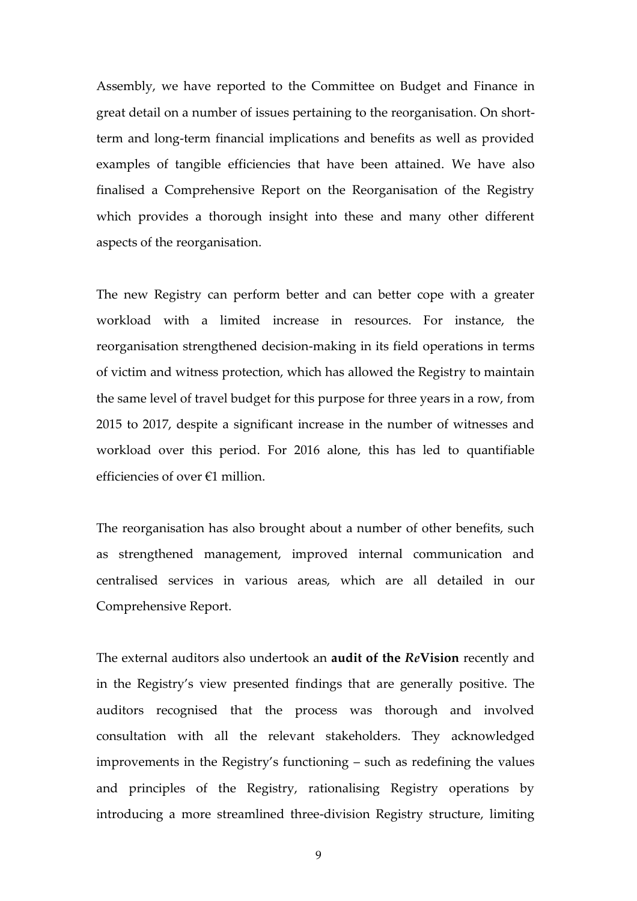Assembly, we have reported to the Committee on Budget and Finance in great detail on a number of issues pertaining to the reorganisation. On short-term and long-term financial implications and benefits as well as provided examples of tangible efficiencies that have been attained. We have also finalised a Comprehensive Report on the Reorganisation of the Registry which provides a thorough insight into these and many other different aspects of the reorganisation.

The new Registry can perform better and can better cope with a greater workload with a limited increase in resources. For instance, the reorganisation strengthened decision-making in its field operations in terms of victim and witness protection, which has allowed the Registry to maintain the same level of travel budget for this purpose for three years in a row, from 2015 to 2017, despite a significant increase in the number of witnesses and workload over this period. For 2016 alone, this has led to quantifiable efficiencies of over €1 million.

The reorganisation has also brought about a number of other benefits, such as strengthened management, improved internal communication and centralised services in various areas, which are all detailed in our Comprehensive Report.

The external auditors also undertook an **audit of the *Re*Vision** recently and in the Registry's view presented findings that are generally positive. The auditors recognised that the process was thorough and involved consultation with all the relevant stakeholders. They acknowledged improvements in the Registry's functioning – such as redefining the values and principles of the Registry, rationalising Registry operations by introducing a more streamlined three-division Registry structure, limiting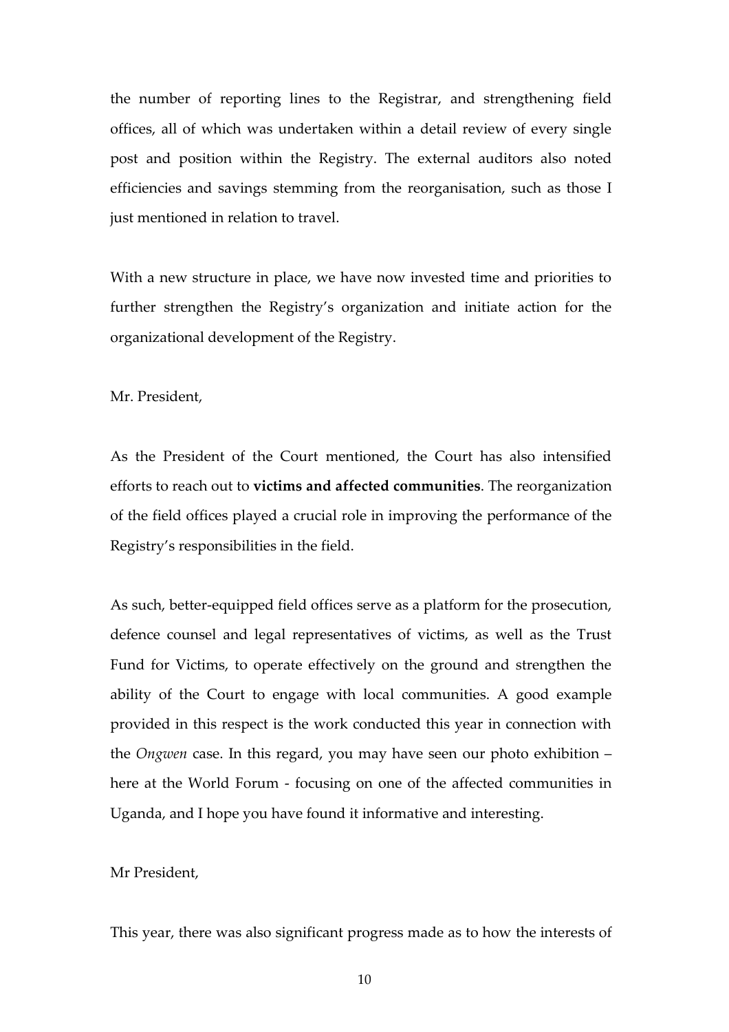the number of reporting lines to the Registrar, and strengthening field offices, all of which was undertaken within a detail review of every single post and position within the Registry. The external auditors also noted efficiencies and savings stemming from the reorganisation, such as those I just mentioned in relation to travel.

With a new structure in place, we have now invested time and priorities to further strengthen the Registry's organization and initiate action for the organizational development of the Registry.

Mr. President,

As the President of the Court mentioned, the Court has also intensified efforts to reach out to **victims and affected communities**. The reorganization of the field offices played a crucial role in improving the performance of the Registry's responsibilities in the field.

As such, better-equipped field offices serve as a platform for the prosecution, defence counsel and legal representatives of victims, as well as the Trust Fund for Victims, to operate effectively on the ground and strengthen the ability of the Court to engage with local communities. A good example provided in this respect is the work conducted this year in connection with the *Ongwen* case. In this regard, you may have seen our photo exhibition – here at the World Forum - focusing on one of the affected communities in Uganda, and I hope you have found it informative and interesting.

Mr President,

This year, there was also significant progress made as to how the interests of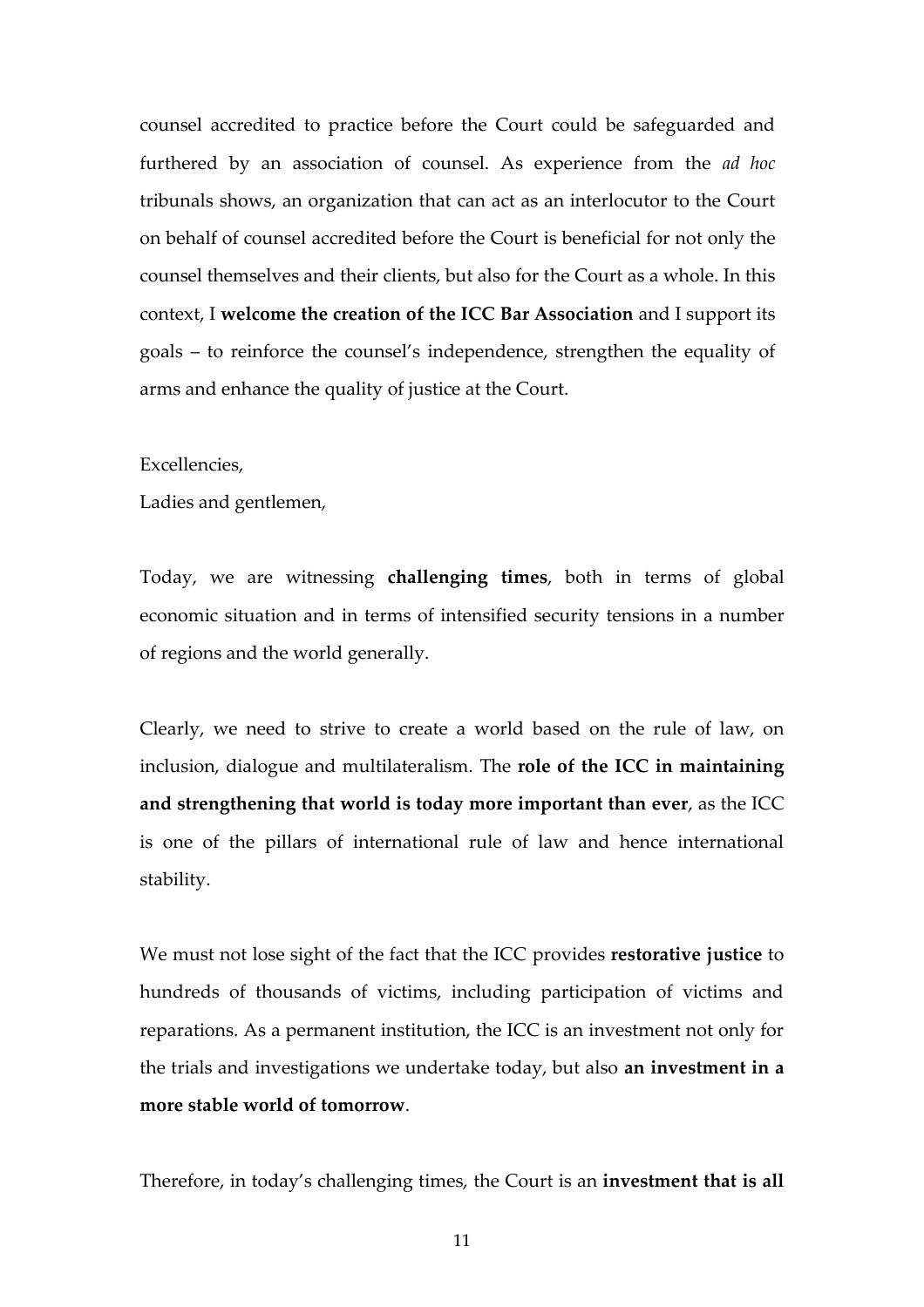counsel accredited to practice before the Court could be safeguarded and furthered by an association of counsel. As experience from the *ad hoc* tribunals shows, an organization that can act as an interlocutor to the Court on behalf of counsel accredited before the Court is beneficial for not only the counsel themselves and their clients, but also for the Court as a whole. In this context, I **welcome the creation of the ICC Bar Association** and I support its goals – to reinforce the counsel's independence, strengthen the equality of arms and enhance the quality of justice at the Court.

Excellencies,
Ladies and gentlemen,

Today, we are witnessing **challenging times**, both in terms of global economic situation and in terms of intensified security tensions in a number of regions and the world generally.

Clearly, we need to strive to create a world based on the rule of law, on inclusion, dialogue and multilateralism. The **role of the ICC in maintaining and strengthening that world is today more important than ever**, as the ICC is one of the pillars of international rule of law and hence international stability.

We must not lose sight of the fact that the ICC provides **restorative justice** to hundreds of thousands of victims, including participation of victims and reparations. As a permanent institution, the ICC is an investment not only for the trials and investigations we undertake today, but also **an investment in a more stable world of tomorrow**.

Therefore, in today's challenging times, the Court is an **investment that is all**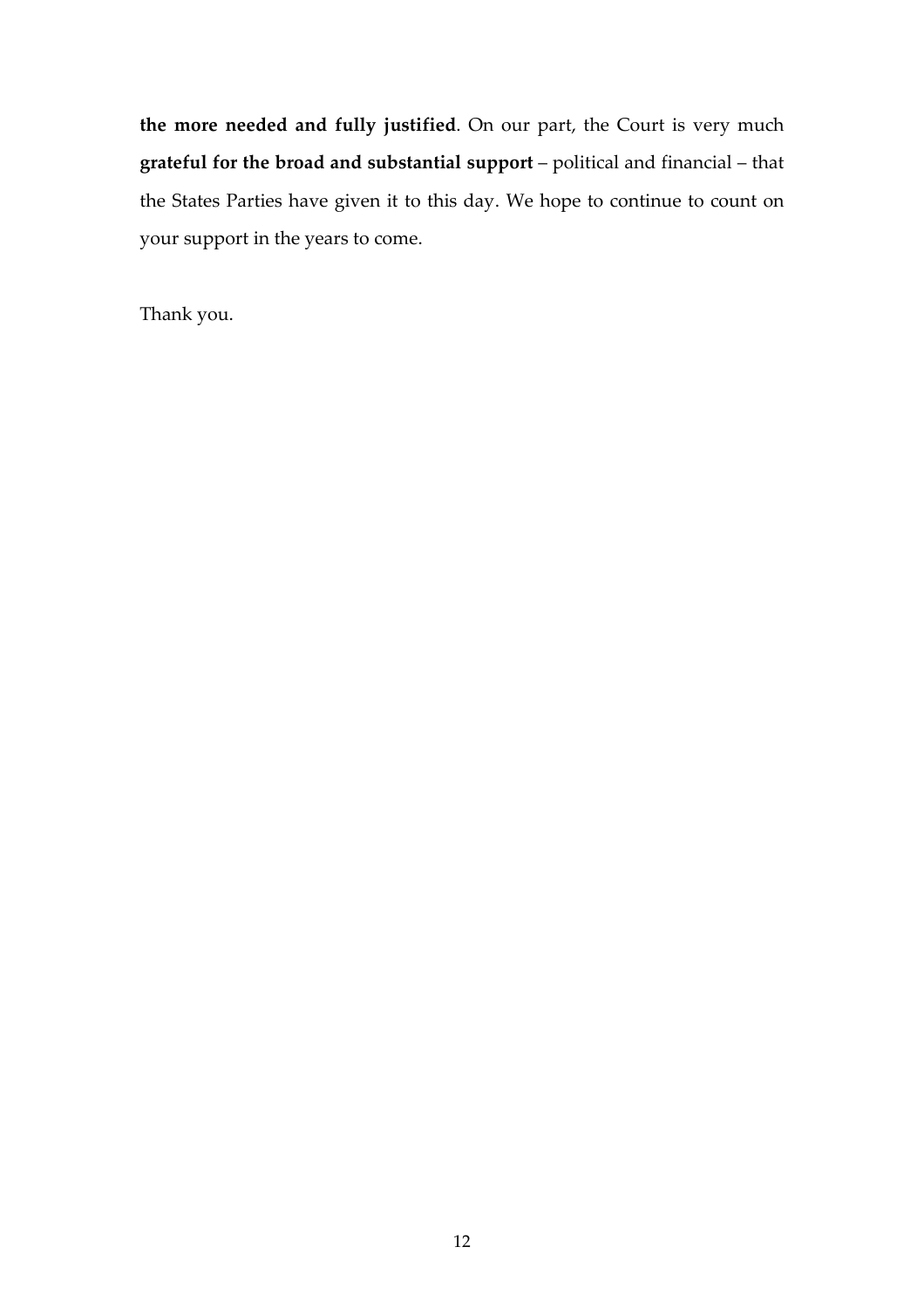**the more needed and fully justified**. On our part, the Court is very much **grateful for the broad and substantial support** – political and financial – that the States Parties have given it to this day. We hope to continue to count on your support in the years to come.

Thank you.